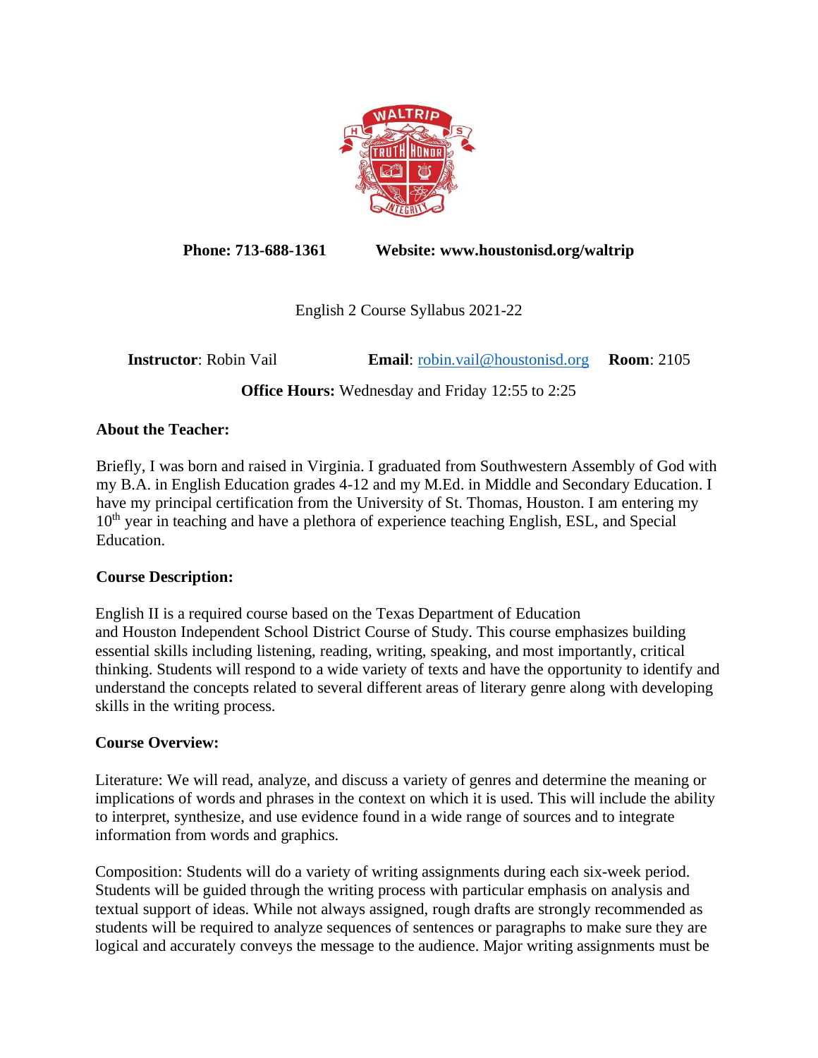**Phone: 713-688-1361** **Website: www.houstonisd.org/waltrip**

English 2 Course Syllabus 2021-22

**Instructor**: Robin Vail **Email**: robin.vail@houstonisd.org **Room**: 2105

**Office Hours:** Wednesday and Friday 12:55 to 2:25

**About the Teacher:**

Briefly, I was born and raised in Virginia. I graduated from Southwestern Assembly of God with my B.A. in English Education grades 4-12 and my M.Ed. in Middle and Secondary Education. I have my principal certification from the University of St. Thomas, Houston. I am entering my 10th year in teaching and have a plethora of experience teaching English, ESL, and Special Education.

**Course Description:**

English II is a required course based on the Texas Department of Education and Houston Independent School District Course of Study. This course emphasizes building essential skills including listening, reading, writing, speaking, and most importantly, critical thinking. Students will respond to a wide variety of texts and have the opportunity to identify and understand the concepts related to several different areas of literary genre along with developing skills in the writing process.

**Course Overview:**

Literature: We will read, analyze, and discuss a variety of genres and determine the meaning or implications of words and phrases in the context on which it is used. This will include the ability to interpret, synthesize, and use evidence found in a wide range of sources and to integrate information from words and graphics.

Composition: Students will do a variety of writing assignments during each six-week period. Students will be guided through the writing process with particular emphasis on analysis and textual support of ideas. While not always assigned, rough drafts are strongly recommended as students will be required to analyze sequences of sentences or paragraphs to make sure they are logical and accurately conveys the message to the audience. Major writing assignments must be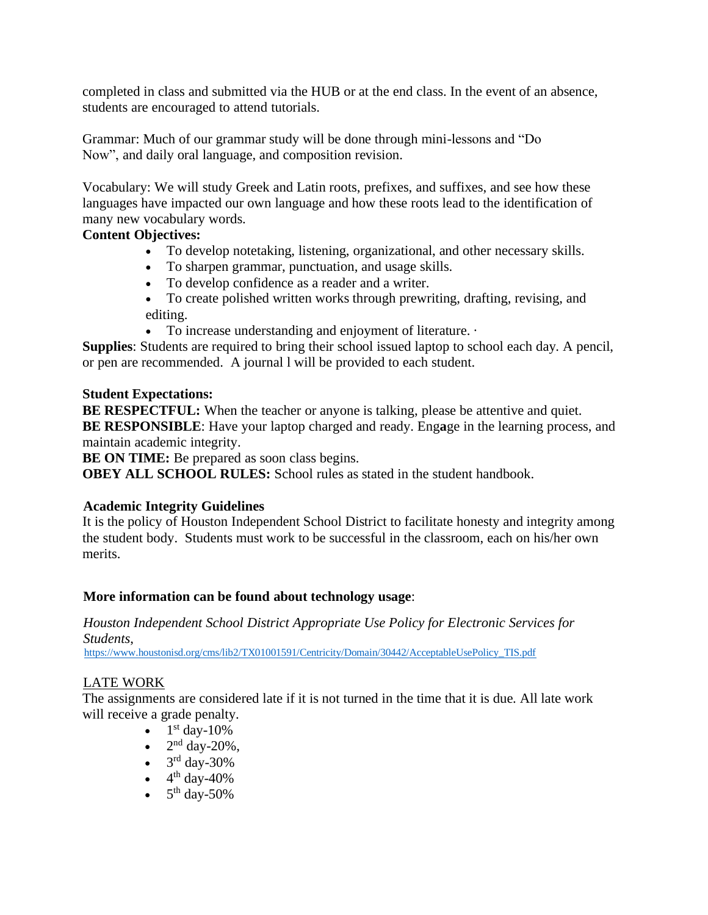completed in class and submitted via the HUB or at the end class. In the event of an absence, students are encouraged to attend tutorials.

Grammar: Much of our grammar study will be done through mini-lessons and "Do Now", and daily oral language, and composition revision.

Vocabulary: We will study Greek and Latin roots, prefixes, and suffixes, and see how these languages have impacted our own language and how these roots lead to the identification of many new vocabulary words.

**Content Objectives:**

- To develop notetaking, listening, organizational, and other necessary skills.
- To sharpen grammar, punctuation, and usage skills.
- To develop confidence as a reader and a writer.
- To create polished written works through prewriting, drafting, revising, and editing.
- To increase understanding and enjoyment of literature. ·

**Supplies**: Students are required to bring their school issued laptop to school each day. A pencil, or pen are recommended. A journal l will be provided to each student.

**Student Expectations:**

**BE RESPECTFUL:** When the teacher or anyone is talking, please be attentive and quiet.
**BE RESPONSIBLE**: Have your laptop charged and ready. Eng**a**ge in the learning process, and maintain academic integrity.
**BE ON TIME:** Be prepared as soon class begins.
**OBEY ALL SCHOOL RULES:** School rules as stated in the student handbook.

**Academic Integrity Guidelines**

It is the policy of Houston Independent School District to facilitate honesty and integrity among the student body. Students must work to be successful in the classroom, each on his/her own merits.

**More information can be found about technology usage**:

*Houston Independent School District Appropriate Use Policy for Electronic Services for Students*,
https://www.houstonisd.org/cms/lib2/TX01001591/Centricity/Domain/30442/AcceptableUsePolicy_TIS.pdf

LATE WORK

The assignments are considered late if it is not turned in the time that it is due. All late work will receive a grade penalty.

- 1st day-10%
- 2nd day-20%,
- 3rd day-30%
- 4th day-40%
- 5th day-50%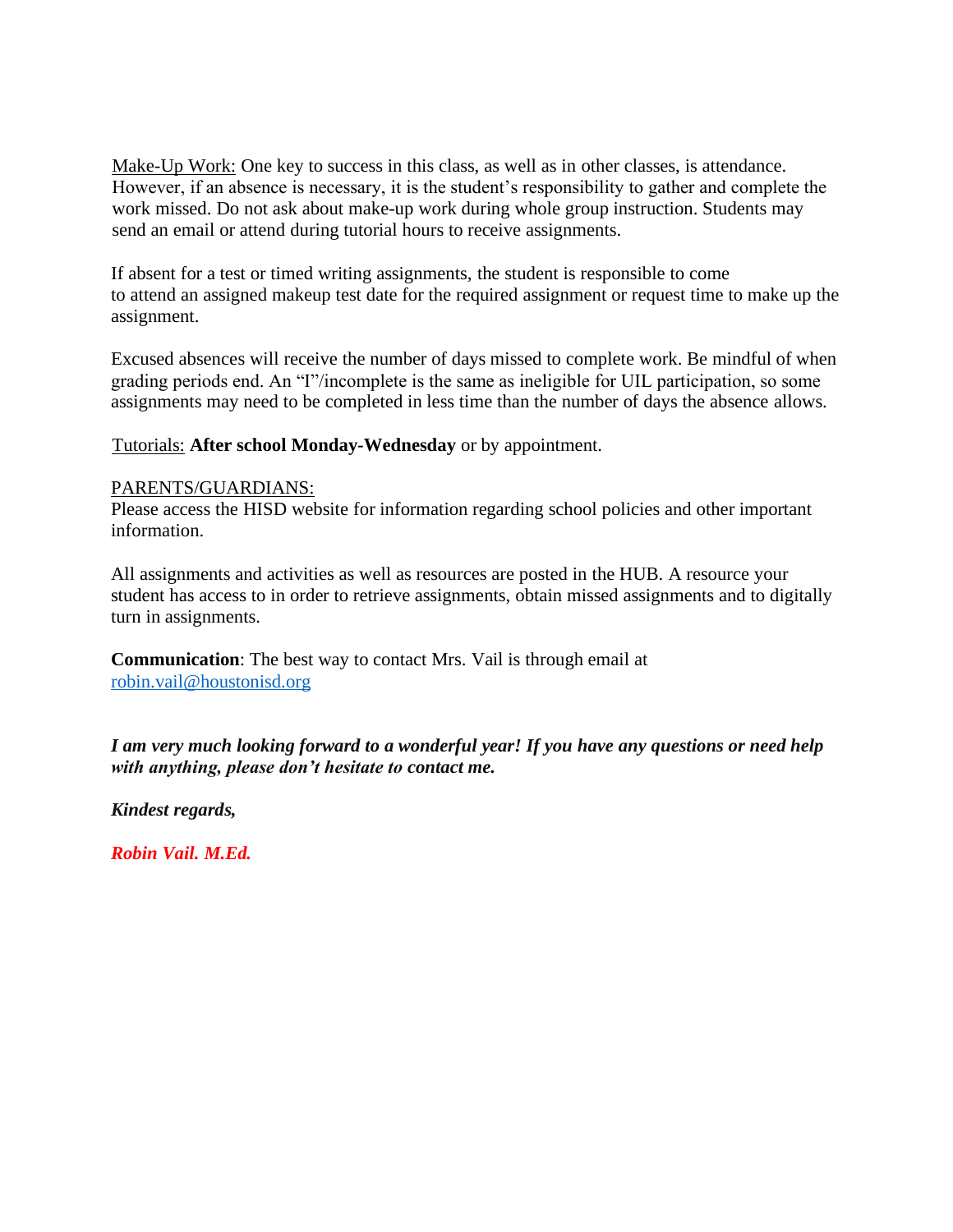Make-Up Work: One key to success in this class, as well as in other classes, is attendance. However, if an absence is necessary, it is the student's responsibility to gather and complete the work missed. Do not ask about make-up work during whole group instruction. Students may send an email or attend during tutorial hours to receive assignments.

If absent for a test or timed writing assignments, the student is responsible to come to attend an assigned makeup test date for the required assignment or request time to make up the assignment.

Excused absences will receive the number of days missed to complete work. Be mindful of when grading periods end. An "I"/incomplete is the same as ineligible for UIL participation, so some assignments may need to be completed in less time than the number of days the absence allows.

Tutorials: **After school Monday-Wednesday** or by appointment.

PARENTS/GUARDIANS:
Please access the HISD website for information regarding school policies and other important information.

All assignments and activities as well as resources are posted in the HUB. A resource your student has access to in order to retrieve assignments, obtain missed assignments and to digitally turn in assignments.

**Communication**: The best way to contact Mrs. Vail is through email at robin.vail@houstonisd.org

***I am very much looking forward to a wonderful year! If you have any questions or need help with anything, please don't hesitate to contact me.***

***Kindest regards,***

***Robin Vail. M.Ed.***